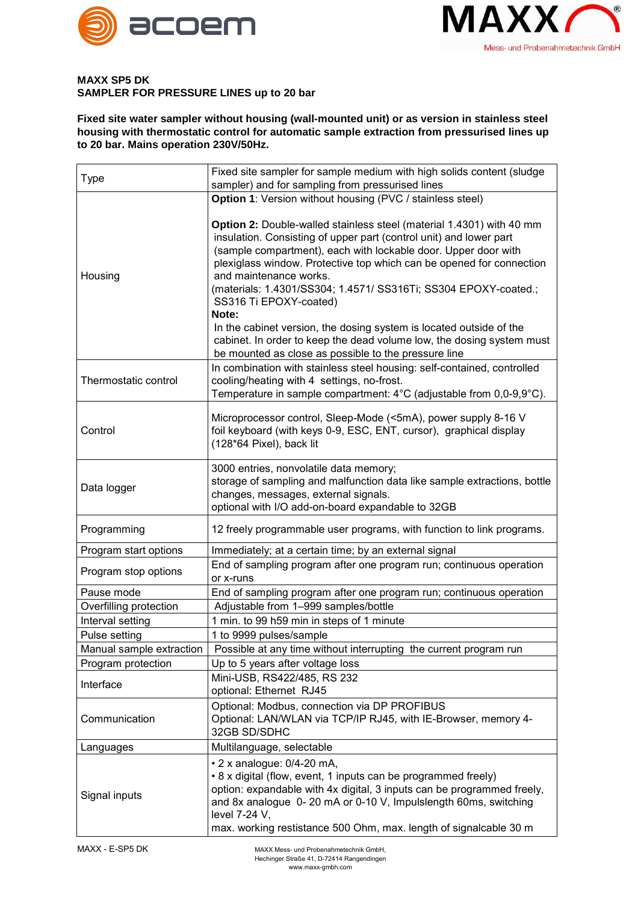**MAXX SP5 DK**
**SAMPLER FOR PRESSURE LINES up to 20 bar**

**Fixed site water sampler without housing (wall-mounted unit) or as version in stainless steel housing with thermostatic control for automatic sample extraction from pressurised lines up to 20 bar. Mains operation 230V/50Hz.**

| | |
|---|---|
| Type | Fixed site sampler for sample medium with high solids content (sludge sampler) and for sampling from pressurised lines |
| Housing | **Option 1**: Version without housing (PVC / stainless steel)<br><br>**Option 2:** Double-walled stainless steel (material 1.4301) with 40 mm insulation. Consisting of upper part (control unit) and lower part (sample compartment), each with lockable door. Upper door with plexiglass window. Protective top which can be opened for connection and maintenance works.<br>(materials: 1.4301/SS304; 1.4571/ SS316Ti; SS304 EPOXY-coated.; SS316 Ti EPOXY-coated)<br>**Note:**<br>In the cabinet version, the dosing system is located outside of the cabinet. In order to keep the dead volume low, the dosing system must be mounted as close as possible to the pressure line |
| Thermostatic control | In combination with stainless steel housing: self-contained, controlled cooling/heating with 4 settings, no-frost.<br>Temperature in sample compartment: 4°C (adjustable from 0,0-9,9°C). |
| Control | Microprocessor control, Sleep-Mode (<5mA), power supply 8-16 V foil keyboard (with keys 0-9, ESC, ENT, cursor), graphical display (128*64 Pixel), back lit |
| Data logger | 3000 entries, nonvolatile data memory;<br>storage of sampling and malfunction data like sample extractions, bottle changes, messages, external signals.<br>optional with I/O add-on-board expandable to 32GB |
| Programming | 12 freely programmable user programs, with function to link programs. |
| Program start options | Immediately; at a certain time; by an external signal |
| Program stop options | End of sampling program after one program run; continuous operation or x-runs |
| Pause mode | End of sampling program after one program run; continuous operation |
| Overfilling protection | Adjustable from 1–999 samples/bottle |
| Interval setting | 1 min. to 99 h59 min in steps of 1 minute |
| Pulse setting | 1 to 9999 pulses/sample |
| Manual sample extraction | Possible at any time without interrupting the current program run |
| Program protection | Up to 5 years after voltage loss |
| Interface | Mini-USB, RS422/485, RS 232<br>optional: Ethernet RJ45 |
| Communication | Optional: Modbus, connection via DP PROFIBUS<br>Optional: LAN/WLAN via TCP/IP RJ45, with IE-Browser, memory 4-32GB SD/SDHC |
| Languages | Multilanguage, selectable |
| Signal inputs | • 2 x analogue: 0/4-20 mA,<br>• 8 x digital (flow, event, 1 inputs can be programmed freely)<br>option: expandable with 4x digital, 3 inputs can be programmed freely, and 8x analogue 0- 20 mA or 0-10 V, Impulslength 60ms, switching level 7-24 V,<br>max. working restistance 500 Ohm, max. length of signalcable 30 m |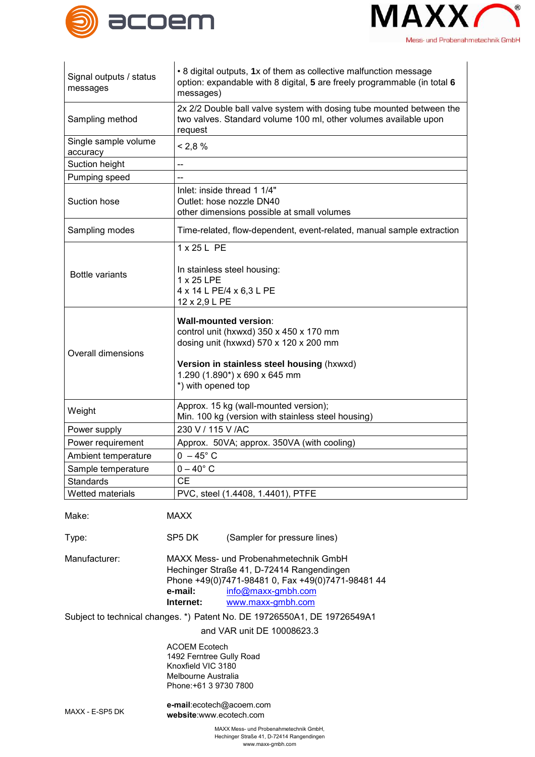| | |
|---|---|
| Signal outputs / status messages | • 8 digital outputs, **1**x of them as collective malfunction message<br>option: expandable with 8 digital, **5** are freely programmable (in total **6** messages) |
| Sampling method | 2x 2/2 Double ball valve system with dosing tube mounted between the two valves. Standard volume 100 ml, other volumes available upon request |
| Single sample volume accuracy | < 2,8 % |
| Suction height | -- |
| Pumping speed | -- |
| Suction hose | Inlet: inside thread 1 1/4"<br>Outlet: hose nozzle DN40<br>other dimensions possible at small volumes |
| Sampling modes | Time-related, flow-dependent, event-related, manual sample extraction |
| Bottle variants | 1 x 25 L PE<br><br>In stainless steel housing:<br>1 x 25 LPE<br>4 x 14 L PE/4 x 6,3 L PE<br>12 x 2,9 L PE |
| Overall dimensions | **Wall-mounted version**:<br>control unit (hxwxd) 350 x 450 x 170 mm<br>dosing unit (hxwxd) 570 x 120 x 200 mm<br><br>**Version in stainless steel housing** (hxwxd)<br>1.290 (1.890*) x 690 x 645 mm<br>*) with opened top |
| Weight | Approx. 15 kg (wall-mounted version);<br>Min. 100 kg (version with stainless steel housing) |
| Power supply | 230 V / 115 V /AC |
| Power requirement | Approx. 50VA; approx. 350VA (with cooling) |
| Ambient temperature | 0 – 45° C |
| Sample temperature | 0 – 40° C |
| Standards | CE |
| Wetted materials | PVC, steel (1.4408, 1.4401), PTFE |

Make: MAXX

Type: SP5 DK (Sampler for pressure lines)

Manufacturer: MAXX Mess- und Probenahmetechnik GmbH
Hechinger Straße 41, D-72414 Rangendingen
Phone +49(0)7471-98481 0, Fax +49(0)7471-98481 44
**e-mail:** info@maxx-gmbh.com
**Internet:** www.maxx-gmbh.com

Subject to technical changes. *) Patent No. DE 19726550A1, DE 19726549A1
and VAR unit DE 10008623.3

ACOEM Ecotech
1492 Ferntree Gully Road
Knoxfield VIC 3180
Melbourne Australia
Phone:+61 3 9730 7800

**e-mail**:ecotech@acoem.com
**website**:www.ecotech.com

MAXX - E-SP5 DK